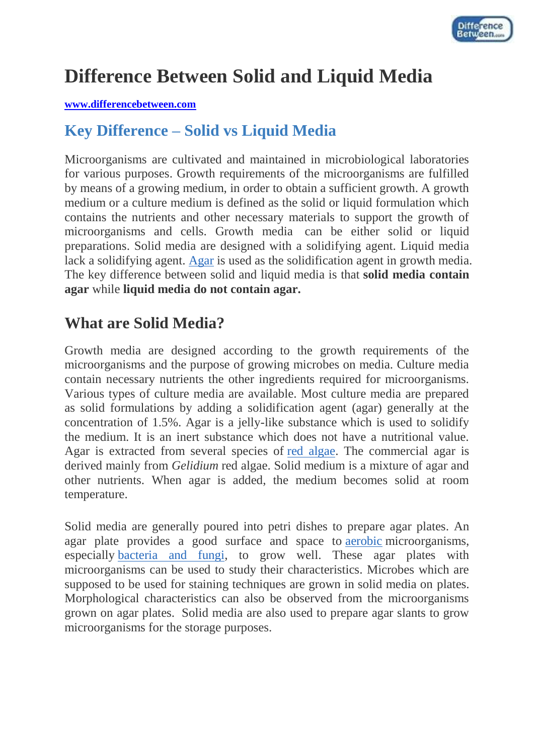# Difference Between Solid and Liquid Media

**www.differencebetween.com**

## Key Difference – Solid vs Liquid Media

Microorganisms are cultivated and maintained in microbiological laboratories for various purposes. Growth requirements of the microorganisms are fulfilled by means of a growing medium, in order to obtain a sufficient growth. A growth medium or a culture medium is defined as the solid or liquid formulation which contains the nutrients and other necessary materials to support the growth of microorganisms and cells. Growth media can be either solid or liquid preparations. Solid media are designed with a solidifying agent. Liquid media lack a solidifying agent. Agar is used as the solidification agent in growth media. The key difference between solid and liquid media is that **solid media contain agar** while **liquid media do not contain agar.**

## What are Solid Media?

Growth media are designed according to the growth requirements of the microorganisms and the purpose of growing microbes on media. Culture media contain necessary nutrients the other ingredients required for microorganisms. Various types of culture media are available. Most culture media are prepared as solid formulations by adding a solidification agent (agar) generally at the concentration of 1.5%. Agar is a jelly-like substance which is used to solidify the medium. It is an inert substance which does not have a nutritional value. Agar is extracted from several species of red algae. The commercial agar is derived mainly from *Gelidium* red algae. Solid medium is a mixture of agar and other nutrients. When agar is added, the medium becomes solid at room temperature.

Solid media are generally poured into petri dishes to prepare agar plates. An agar plate provides a good surface and space to aerobic microorganisms, especially bacteria and fungi, to grow well. These agar plates with microorganisms can be used to study their characteristics. Microbes which are supposed to be used for staining techniques are grown in solid media on plates. Morphological characteristics can also be observed from the microorganisms grown on agar plates. Solid media are also used to prepare agar slants to grow microorganisms for the storage purposes.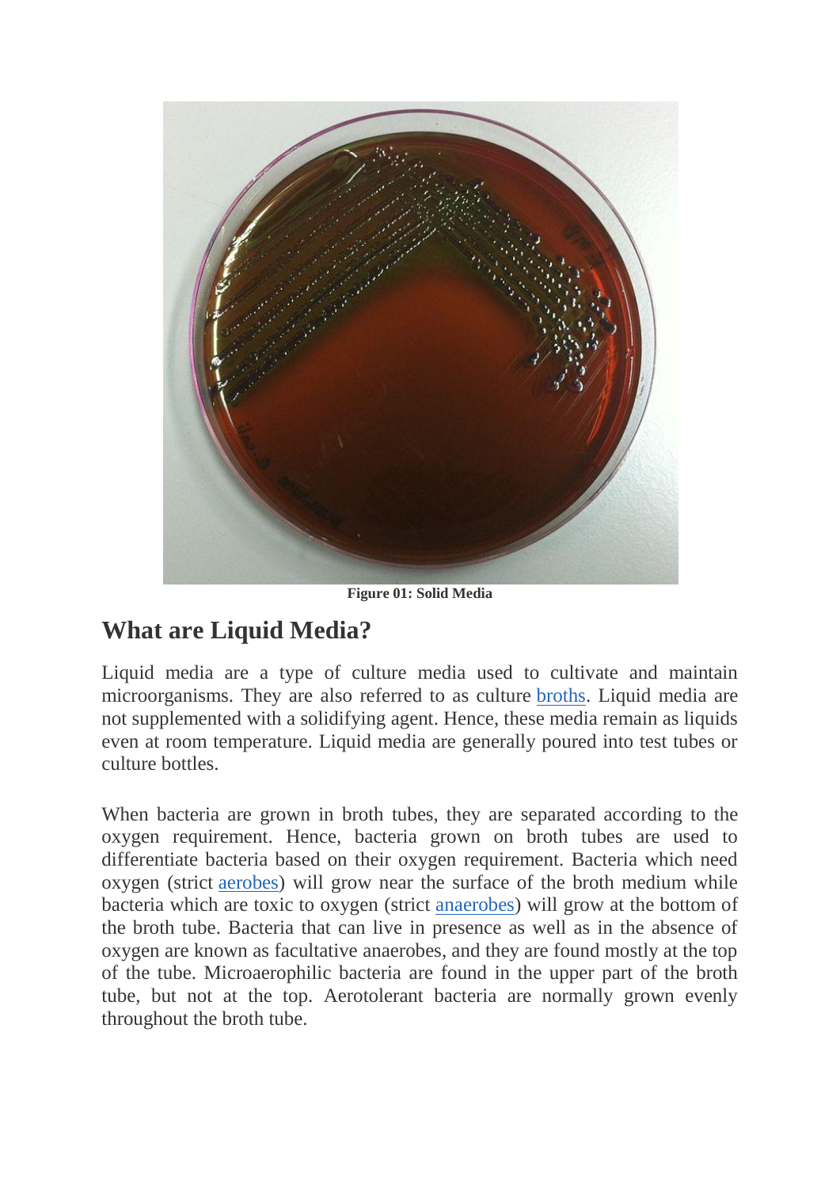**Figure 01: Solid Media**

## What are Liquid Media?

Liquid media are a type of culture media used to cultivate and maintain microorganisms. They are also referred to as culture broths. Liquid media are not supplemented with a solidifying agent. Hence, these media remain as liquids even at room temperature. Liquid media are generally poured into test tubes or culture bottles.

When bacteria are grown in broth tubes, they are separated according to the oxygen requirement. Hence, bacteria grown on broth tubes are used to differentiate bacteria based on their oxygen requirement. Bacteria which need oxygen (strict aerobes) will grow near the surface of the broth medium while bacteria which are toxic to oxygen (strict anaerobes) will grow at the bottom of the broth tube. Bacteria that can live in presence as well as in the absence of oxygen are known as facultative anaerobes, and they are found mostly at the top of the tube. Microaerophilic bacteria are found in the upper part of the broth tube, but not at the top. Aerotolerant bacteria are normally grown evenly throughout the broth tube.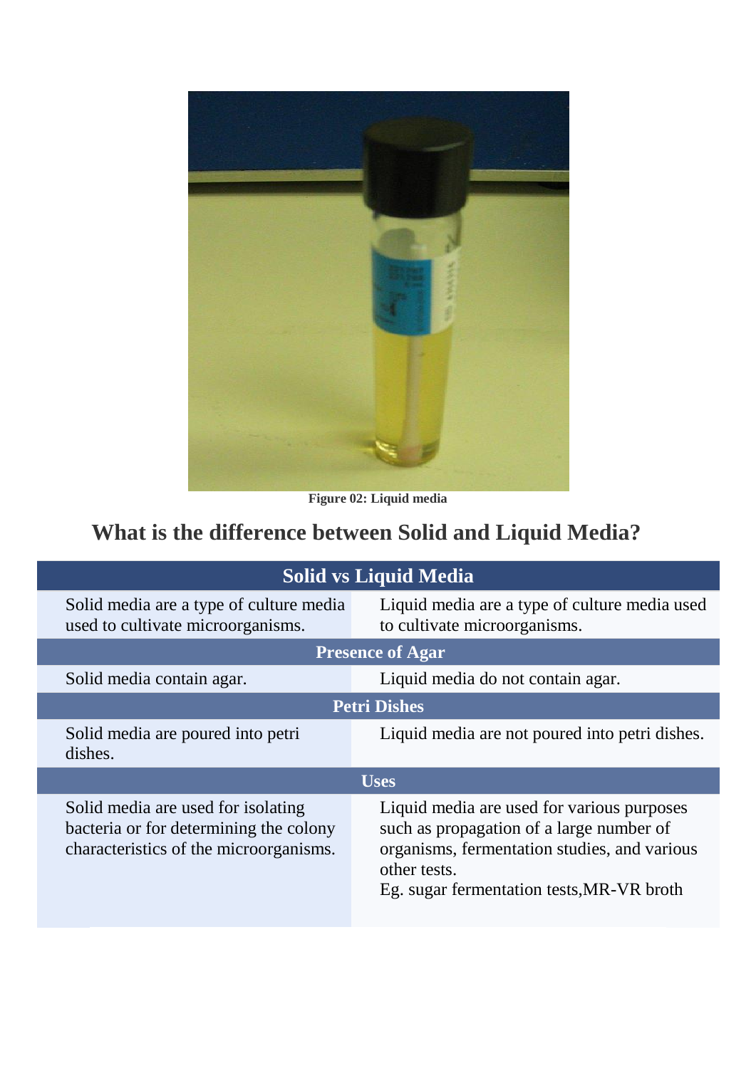Figure 02: Liquid media

## What is the difference between Solid and Liquid Media?

| Solid vs Liquid Media | |
|---|---|
| Solid media are a type of culture media used to cultivate microorganisms. | Liquid media are a type of culture media used to cultivate microorganisms. |
| **Presence of Agar** | |
| Solid media contain agar. | Liquid media do not contain agar. |
| **Petri Dishes** | |
| Solid media are poured into petri dishes. | Liquid media are not poured into petri dishes. |
| **Uses** | |
| Solid media are used for isolating bacteria or for determining the colony characteristics of the microorganisms. | Liquid media are used for various purposes such as propagation of a large number of organisms, fermentation studies, and various other tests. Eg. sugar fermentation tests,MR-VR broth |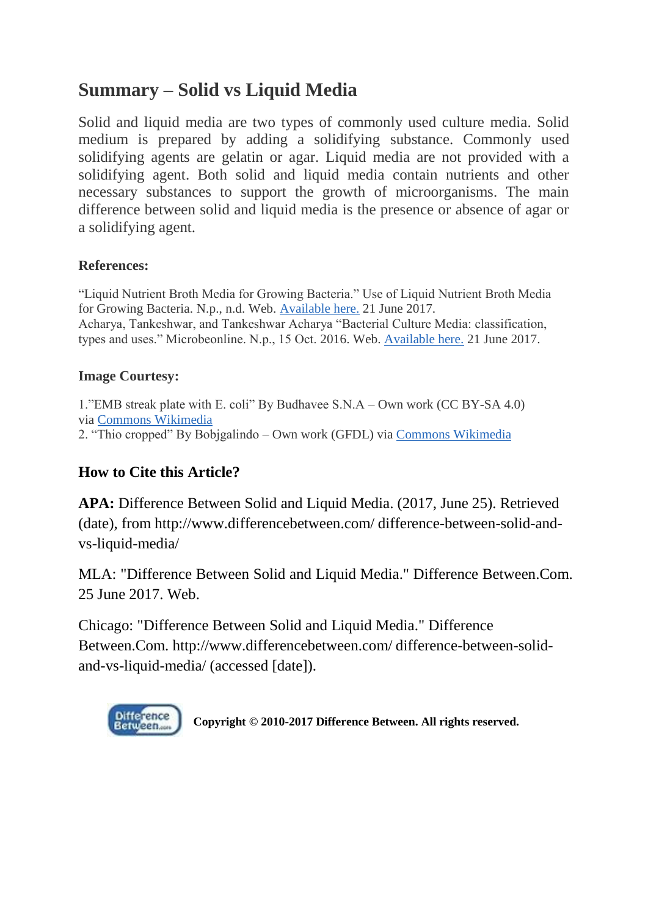## Summary – Solid vs Liquid Media

Solid and liquid media are two types of commonly used culture media. Solid medium is prepared by adding a solidifying substance. Commonly used solidifying agents are gelatin or agar. Liquid media are not provided with a solidifying agent. Both solid and liquid media contain nutrients and other necessary substances to support the growth of microorganisms. The main difference between solid and liquid media is the presence or absence of agar or a solidifying agent.

#### References:

"Liquid Nutrient Broth Media for Growing Bacteria." Use of Liquid Nutrient Broth Media for Growing Bacteria. N.p., n.d. Web. Available here. 21 June 2017.
Acharya, Tankeshwar, and Tankeshwar Acharya "Bacterial Culture Media: classification, types and uses." Microbeonline. N.p., 15 Oct. 2016. Web. Available here. 21 June 2017.

#### Image Courtesy:

1."EMB streak plate with E. coli" By Budhavee S.N.A – Own work (CC BY-SA 4.0) via Commons Wikimedia
2. "Thio cropped" By Bobjgalindo – Own work (GFDL) via Commons Wikimedia

### How to Cite this Article?

**APA:** Difference Between Solid and Liquid Media. (2017, June 25). Retrieved (date), from http://www.differencebetween.com/ difference-between-solid-and-vs-liquid-media/

MLA: "Difference Between Solid and Liquid Media." Difference Between.Com. 25 June 2017. Web.

Chicago: "Difference Between Solid and Liquid Media." Difference Between.Com. http://www.differencebetween.com/ difference-between-solid-and-vs-liquid-media/ (accessed [date]).

**Copyright © 2010-2017 Difference Between. All rights reserved.**